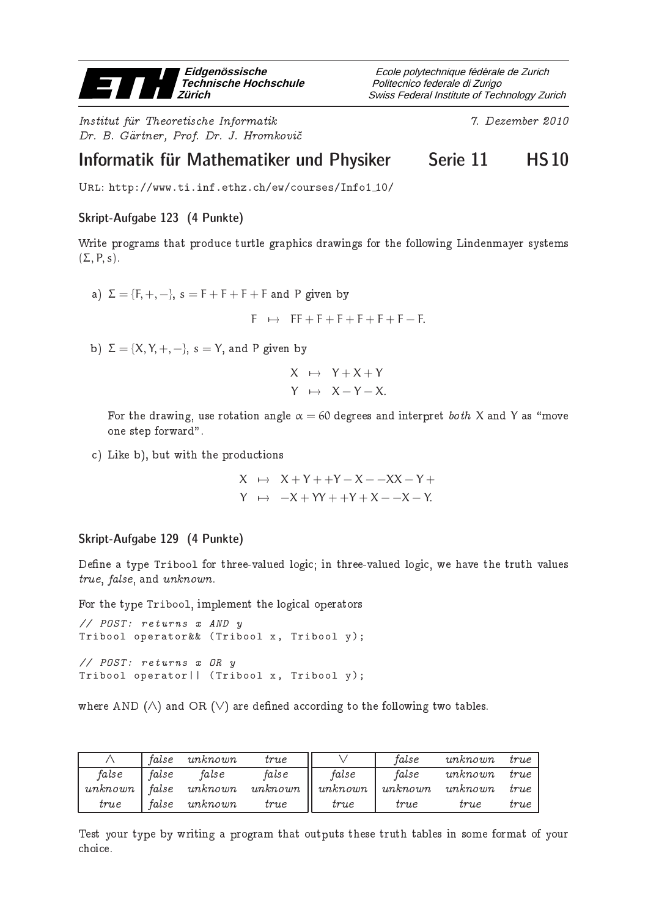**Eidgenössische Technische Hochschule Zürich** — Ecole polytechnique fédérale de Zurich, Politecnico federale di Zurigo, Swiss Federal Institute of Technology Zurich

*Institut für Theoretische Informatik* — *7. Dezember 2010*
*Dr. B. Gärtner, Prof. Dr. J. Hromkovič*

# Informatik für Mathematiker und Physiker — Serie 11 — HS 10

URL: http://www.ti.inf.ethz.ch/ew/courses/Info1_10/

### Skript-Aufgabe 123 (4 Punkte)

Write programs that produce turtle graphics drawings for the following Lindenmayer systems $(\Sigma, P, s)$.

a) $\Sigma = \{F, +, -\}$, $s = F + F + F + F$ and P given by

$$F \mapsto FF + F + F + F + F + F - F.$$

b) $\Sigma = \{X, Y, +, -\}$, $s = Y$, and P given by

$$X \mapsto Y + X + Y$$
$$Y \mapsto X - Y - X.$$

For the drawing, use rotation angle $\alpha = 60$ degrees and interpret *both* X and Y as "move one step forward".

c) Like b), but with the productions

$$X \mapsto X + Y + +Y - X - -XX - Y +$$
$$Y \mapsto -X + YY + +Y + X - -X - Y.$$

### Skript-Aufgabe 129 (4 Punkte)

Define a type `Tribool` for three-valued logic; in three-valued logic, we have the truth values *true*, *false*, and *unknown*.

For the type `Tribool`, implement the logical operators

```
// POST: returns x AND y
Tribool operator&& (Tribool x, Tribool y);

// POST: returns x OR y
Tribool operator|| (Tribool x, Tribool y);
```

where AND ($\wedge$) and OR ($\vee$) are defined according to the following two tables.

| $\wedge$ | *false* | *unknown* | *true* |
|---|---|---|---|
| *false* | *false* | *false* | *false* |
| *unknown* | *false* | *unknown* | *unknown* |
| *true* | *false* | *unknown* | *true* |

| $\vee$ | *false* | *unknown* | *true* |
|---|---|---|---|
| *false* | *false* | *unknown* | *true* |
| *unknown* | *unknown* | *unknown* | *true* |
| *true* | *true* | *true* | *true* |

Test your type by writing a program that outputs these truth tables in some format of your choice.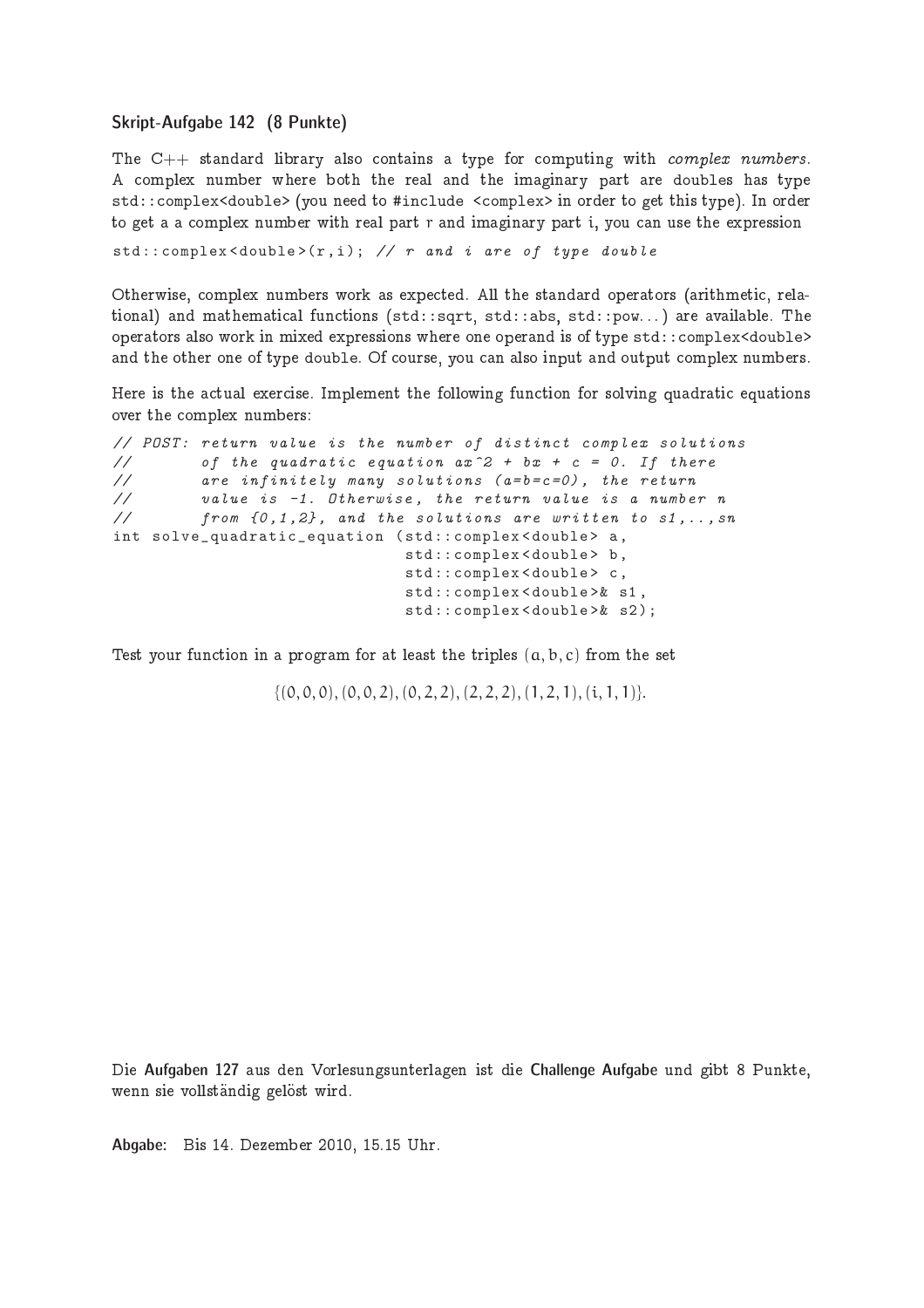**Skript-Aufgabe 142 (8 Punkte)**

The C++ standard library also contains a type for computing with *complex numbers*. A complex number where both the real and the imaginary part are doubles has type `std::complex<double>` (you need to `#include <complex>` in order to get this type). In order to get a a complex number with real part r and imaginary part i, you can use the expression

```
std::complex<double>(r,i); // r and i are of type double
```

Otherwise, complex numbers work as expected. All the standard operators (arithmetic, relational) and mathematical functions (`std::sqrt`, `std::abs`, `std::pow`...) are available. The operators also work in mixed expressions where one operand is of type `std::complex<double>` and the other one of type `double`. Of course, you can also input and output complex numbers.

Here is the actual exercise. Implement the following function for solving quadratic equations over the complex numbers:

```
// POST: return value is the number of distinct complex solutions
//       of the quadratic equation ax^2 + bx + c = 0. If there
//       are infinitely many solutions (a=b=c=0), the return
//       value is -1. Otherwise, the return value is a number n
//       from {0,1,2}, and the solutions are written to s1,..,sn
int solve_quadratic_equation (std::complex<double> a,
                              std::complex<double> b,
                              std::complex<double> c,
                              std::complex<double>& s1,
                              std::complex<double>& s2);
```

Test your function in a program for at least the triples $(a, b, c)$ from the set

$$\{(0,0,0), (0,0,2), (0,2,2), (2,2,2), (1,2,1), (i,1,1)\}.$$

Die **Aufgaben 127** aus den Vorlesungsunterlagen ist die **Challenge Aufgabe** und gibt 8 Punkte, wenn sie vollständig gelöst wird.

**Abgabe:** Bis 14. Dezember 2010, 15.15 Uhr.